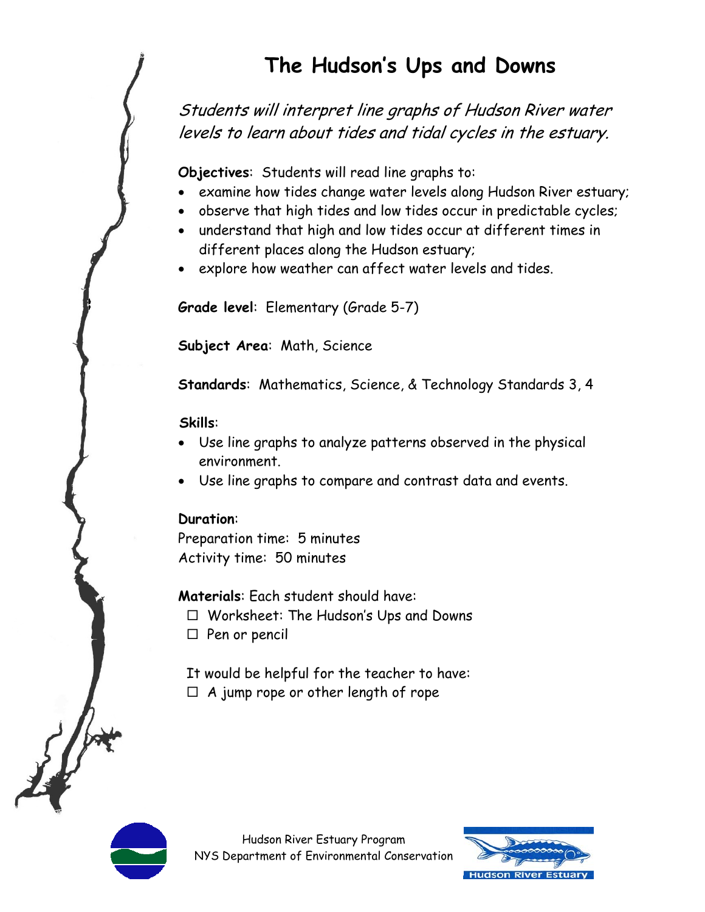# The Hudson's Ups and Downs

*Students will interpret line graphs of Hudson River water levels to learn about tides and tidal cycles in the estuary.*

**Objectives**: Students will read line graphs to:

- examine how tides change water levels along Hudson River estuary;
- observe that high tides and low tides occur in predictable cycles;
- understand that high and low tides occur at different times in different places along the Hudson estuary;
- explore how weather can affect water levels and tides.

**Grade level**: Elementary (Grade 5-7)

**Subject Area**: Math, Science

**Standards**: Mathematics, Science, & Technology Standards 3, 4

**Skills**:

- Use line graphs to analyze patterns observed in the physical environment.
- Use line graphs to compare and contrast data and events.

**Duration**:

Preparation time: 5 minutes

Activity time: 50 minutes

**Materials**: Each student should have:

- ☐ Worksheet: The Hudson's Ups and Downs
- ☐ Pen or pencil

It would be helpful for the teacher to have:

- ☐ A jump rope or other length of rope

Hudson River Estuary Program
NYS Department of Environmental Conservation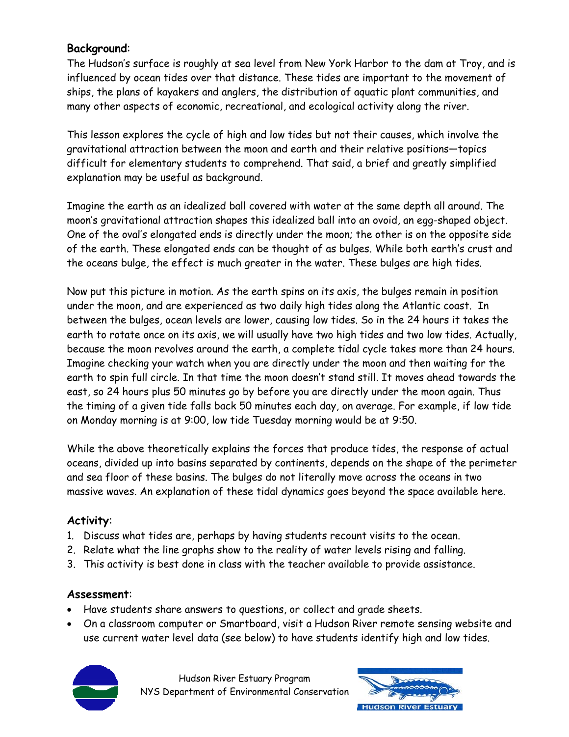**Background**:

The Hudson's surface is roughly at sea level from New York Harbor to the dam at Troy, and is influenced by ocean tides over that distance. These tides are important to the movement of ships, the plans of kayakers and anglers, the distribution of aquatic plant communities, and many other aspects of economic, recreational, and ecological activity along the river.

This lesson explores the cycle of high and low tides but not their causes, which involve the gravitational attraction between the moon and earth and their relative positions—topics difficult for elementary students to comprehend. That said, a brief and greatly simplified explanation may be useful as background.

Imagine the earth as an idealized ball covered with water at the same depth all around. The moon's gravitational attraction shapes this idealized ball into an ovoid, an egg-shaped object. One of the oval's elongated ends is directly under the moon; the other is on the opposite side of the earth. These elongated ends can be thought of as bulges. While both earth's crust and the oceans bulge, the effect is much greater in the water. These bulges are high tides.

Now put this picture in motion. As the earth spins on its axis, the bulges remain in position under the moon, and are experienced as two daily high tides along the Atlantic coast. In between the bulges, ocean levels are lower, causing low tides. So in the 24 hours it takes the earth to rotate once on its axis, we will usually have two high tides and two low tides. Actually, because the moon revolves around the earth, a complete tidal cycle takes more than 24 hours. Imagine checking your watch when you are directly under the moon and then waiting for the earth to spin full circle. In that time the moon doesn't stand still. It moves ahead towards the east, so 24 hours plus 50 minutes go by before you are directly under the moon again. Thus the timing of a given tide falls back 50 minutes each day, on average. For example, if low tide on Monday morning is at 9:00, low tide Tuesday morning would be at 9:50.

While the above theoretically explains the forces that produce tides, the response of actual oceans, divided up into basins separated by continents, depends on the shape of the perimeter and sea floor of these basins. The bulges do not literally move across the oceans in two massive waves. An explanation of these tidal dynamics goes beyond the space available here.

**Activity**:

1. Discuss what tides are, perhaps by having students recount visits to the ocean.
2. Relate what the line graphs show to the reality of water levels rising and falling.
3. This activity is best done in class with the teacher available to provide assistance.

**Assessment**:

- Have students share answers to questions, or collect and grade sheets.
- On a classroom computer or Smartboard, visit a Hudson River remote sensing website and use current water level data (see below) to have students identify high and low tides.

Hudson River Estuary Program
NYS Department of Environmental Conservation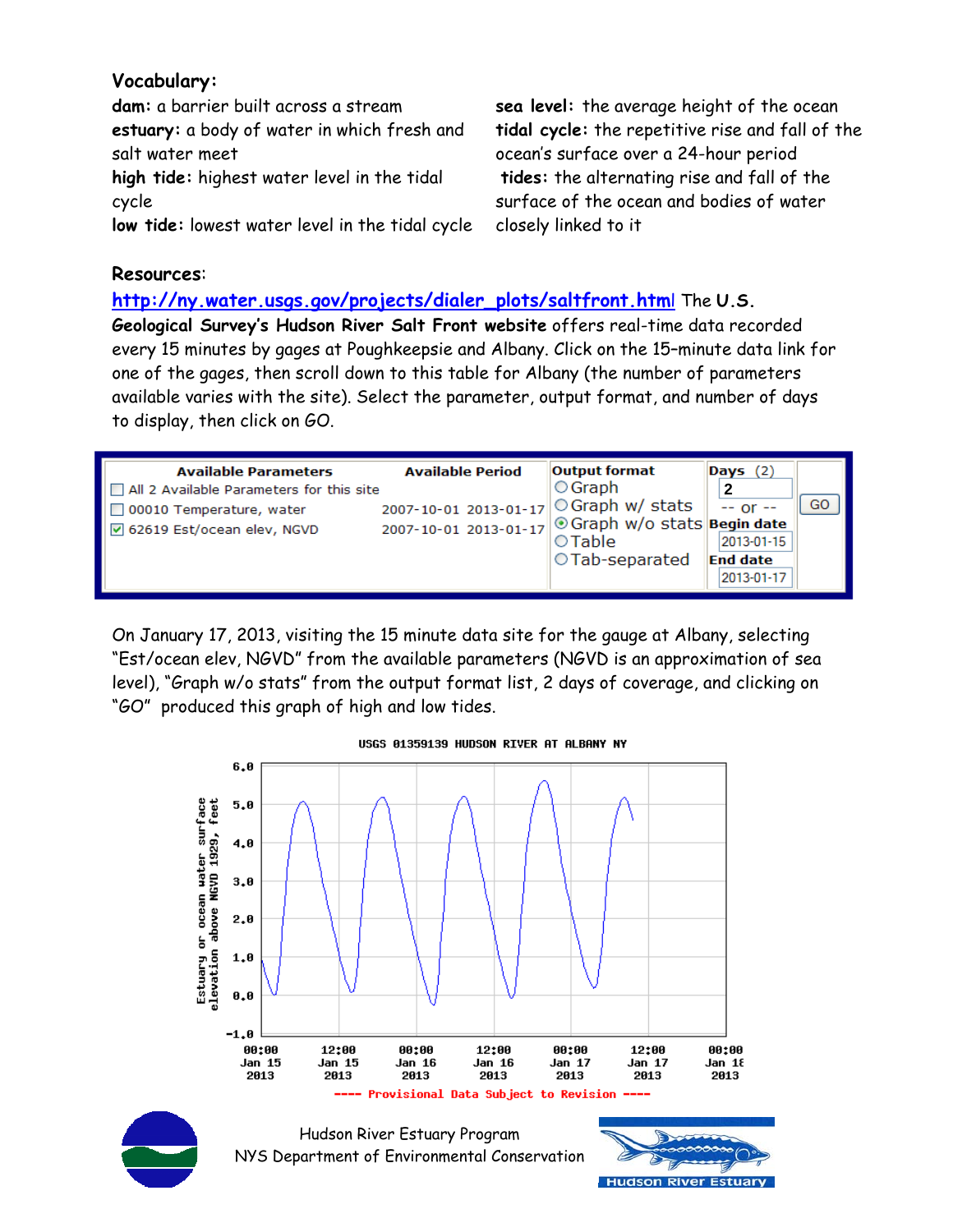**Vocabulary:**

**dam:** a barrier built across a stream

**estuary:** a body of water in which fresh and salt water meet

**high tide:** highest water level in the tidal cycle

**low tide:** lowest water level in the tidal cycle

**sea level:** the average height of the ocean

**tidal cycle:** the repetitive rise and fall of the ocean's surface over a 24-hour period

**tides:** the alternating rise and fall of the surface of the ocean and bodies of water closely linked to it

**Resources:**

[http://ny.water.usgs.gov/projects/dialer_plots/saltfront.html](http://ny.water.usgs.gov/projects/dialer_plots/saltfront.html) The **U.S. Geological Survey's Hudson River Salt Front website** offers real-time data recorded every 15 minutes by gages at Poughkeepsie and Albany. Click on the 15–minute data link for one of the gages, then scroll down to this table for Albany (the number of parameters available varies with the site). Select the parameter, output format, and number of days to display, then click on GO.

| Available Parameters | Available Period | Output format | Days (2) | |
|---|---|---|---|---|
| ☐ All 2 Available Parameters for this site | | ○ Graph | 2 | GO |
| ☐ 00010 Temperature, water | 2007-10-01 2013-01-17 | ○ Graph w/ stats | -- or -- | |
| ☑ 62619 Est/ocean elev, NGVD | 2007-10-01 2013-01-17 | ◉ Graph w/o stats | Begin date 2013-01-15 | |
| | | ○ Table | End date 2013-01-17 | |
| | | ○ Tab-separated | | |

On January 17, 2013, visiting the 15 minute data site for the gauge at Albany, selecting "Est/ocean elev, NGVD" from the available parameters (NGVD is an approximation of sea level), "Graph w/o stats" from the output format list, 2 days of coverage, and clicking on "GO" produced this graph of high and low tides.

USGS 01359139 HUDSON RIVER AT ALBANY NY

Estuary or ocean water surface elevation above NGVD 1929, feet

---- Provisional Data Subject to Revision ----

Hudson River Estuary Program
NYS Department of Environmental Conservation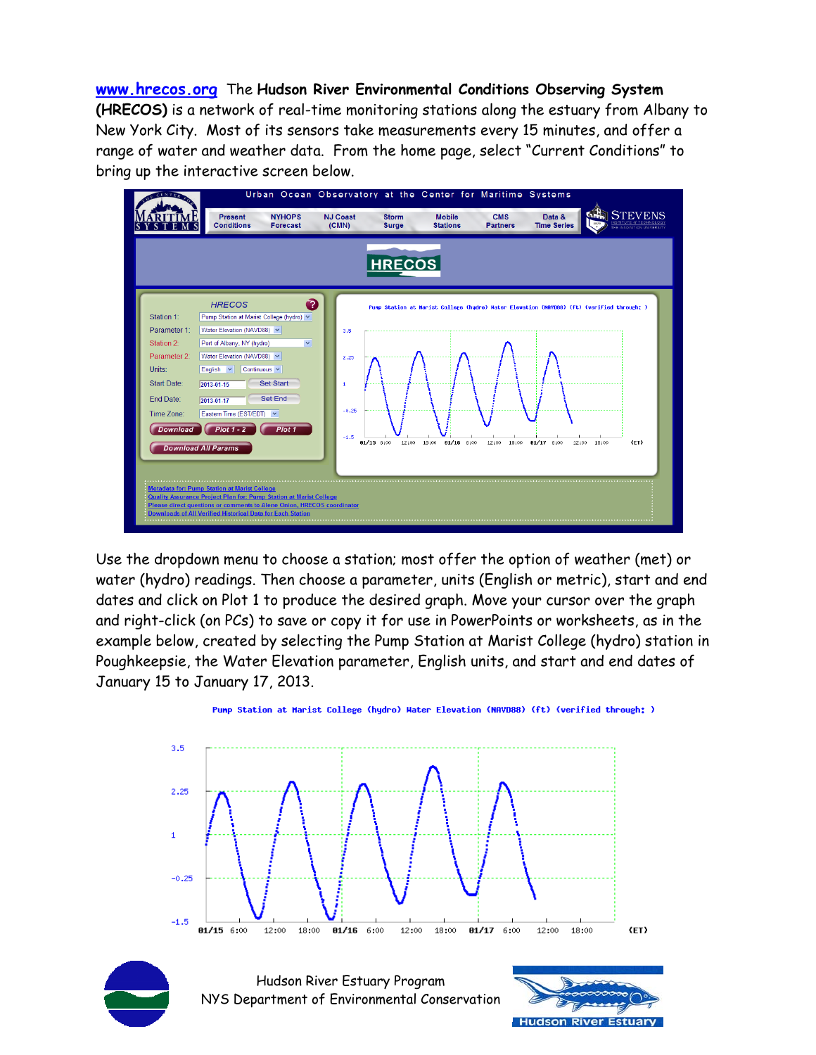**www.hrecos.org** The **Hudson River Environmental Conditions Observing System (HRECOS)** is a network of real-time monitoring stations along the estuary from Albany to New York City. Most of its sensors take measurements every 15 minutes, and offer a range of water and weather data. From the home page, select "Current Conditions" to bring up the interactive screen below.

Use the dropdown menu to choose a station; most offer the option of weather (met) or water (hydro) readings. Then choose a parameter, units (English or metric), start and end dates and click on Plot 1 to produce the desired graph. Move your cursor over the graph and right-click (on PCs) to save or copy it for use in PowerPoints or worksheets, as in the example below, created by selecting the Pump Station at Marist College (hydro) station in Poughkeepsie, the Water Elevation parameter, English units, and start and end dates of January 15 to January 17, 2013.

Hudson River Estuary Program
NYS Department of Environmental Conservation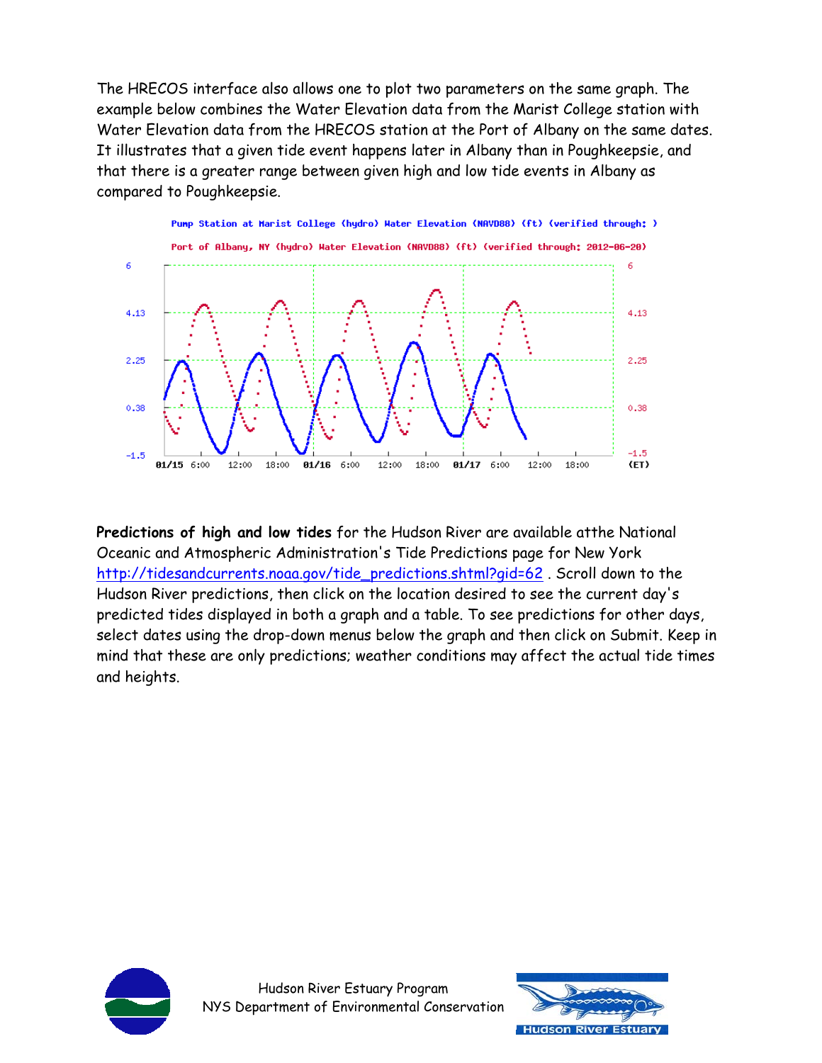The HRECOS interface also allows one to plot two parameters on the same graph. The example below combines the Water Elevation data from the Marist College station with Water Elevation data from the HRECOS station at the Port of Albany on the same dates. It illustrates that a given tide event happens later in Albany than in Poughkeepsie, and that there is a greater range between given high and low tide events in Albany as compared to Poughkeepsie.

Pump Station at Marist College (hydro) Water Elevation (NAVD88) (ft) (verified through: )

Port of Albany, NY (hydro) Water Elevation (NAVD88) (ft) (verified through: 2012-06-20)

**Predictions of high and low tides** for the Hudson River are available atthe National Oceanic and Atmospheric Administration's Tide Predictions page for New York [http://tidesandcurrents.noaa.gov/tide_predictions.shtml?gid=62](http://tidesandcurrents.noaa.gov/tide_predictions.shtml?gid=62) . Scroll down to the Hudson River predictions, then click on the location desired to see the current day's predicted tides displayed in both a graph and a table. To see predictions for other days, select dates using the drop-down menus below the graph and then click on Submit. Keep in mind that these are only predictions; weather conditions may affect the actual tide times and heights.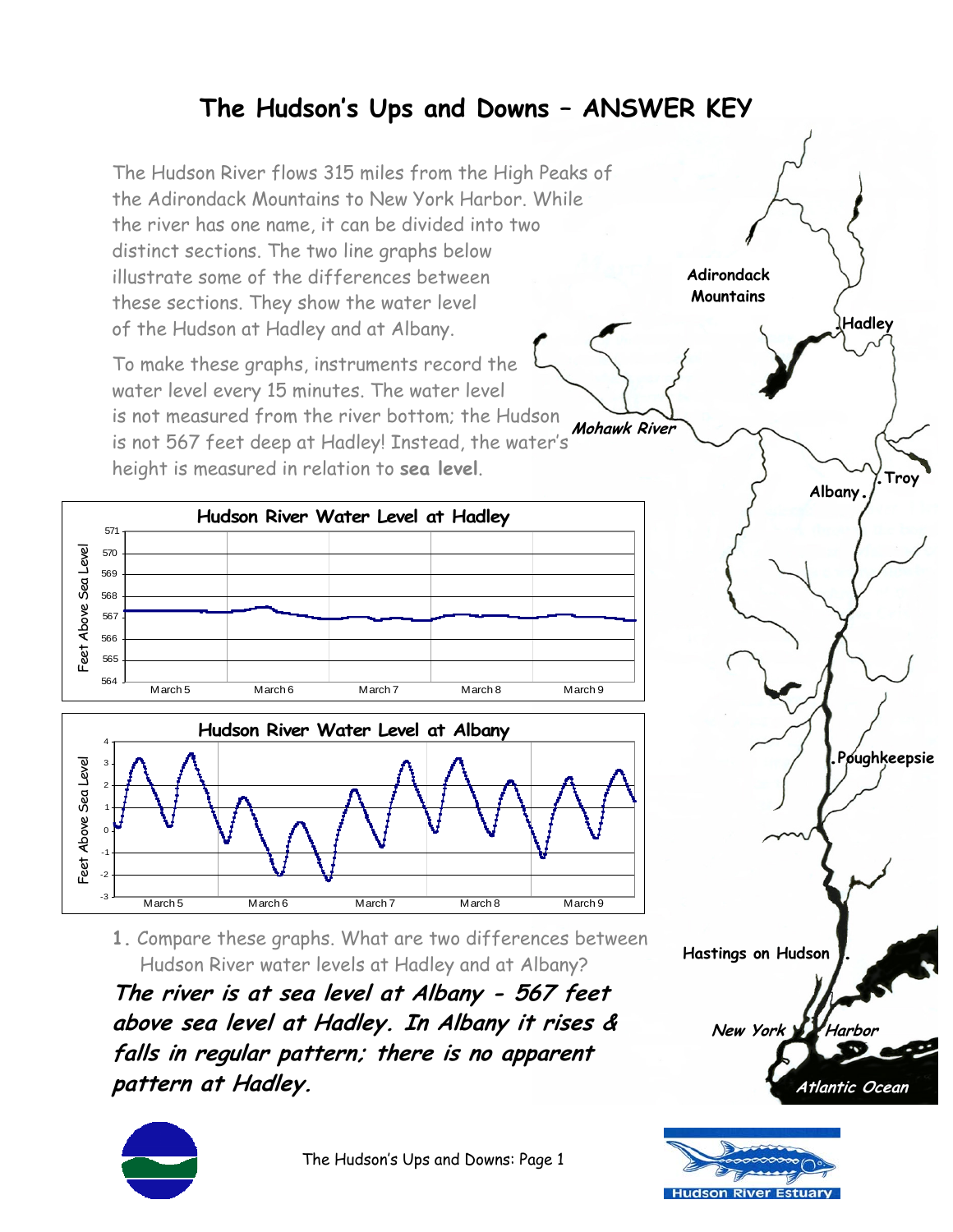# The Hudson's Ups and Downs – ANSWER KEY

The Hudson River flows 315 miles from the High Peaks of the Adirondack Mountains to New York Harbor. While the river has one name, it can be divided into two distinct sections. The two line graphs below illustrate some of the differences between these sections. They show the water level of the Hudson at Hadley and at Albany.

To make these graphs, instruments record the water level every 15 minutes. The water level is not measured from the river bottom; the Hudson is not 567 feet deep at Hadley! Instead, the water's height is measured in relation to **sea level**.

1. Compare these graphs. What are two differences between Hudson River water levels at Hadley and at Albany?

***The river is at sea level at Albany - 567 feet above sea level at Hadley. In Albany it rises & falls in regular pattern; there is no apparent pattern at Hadley.***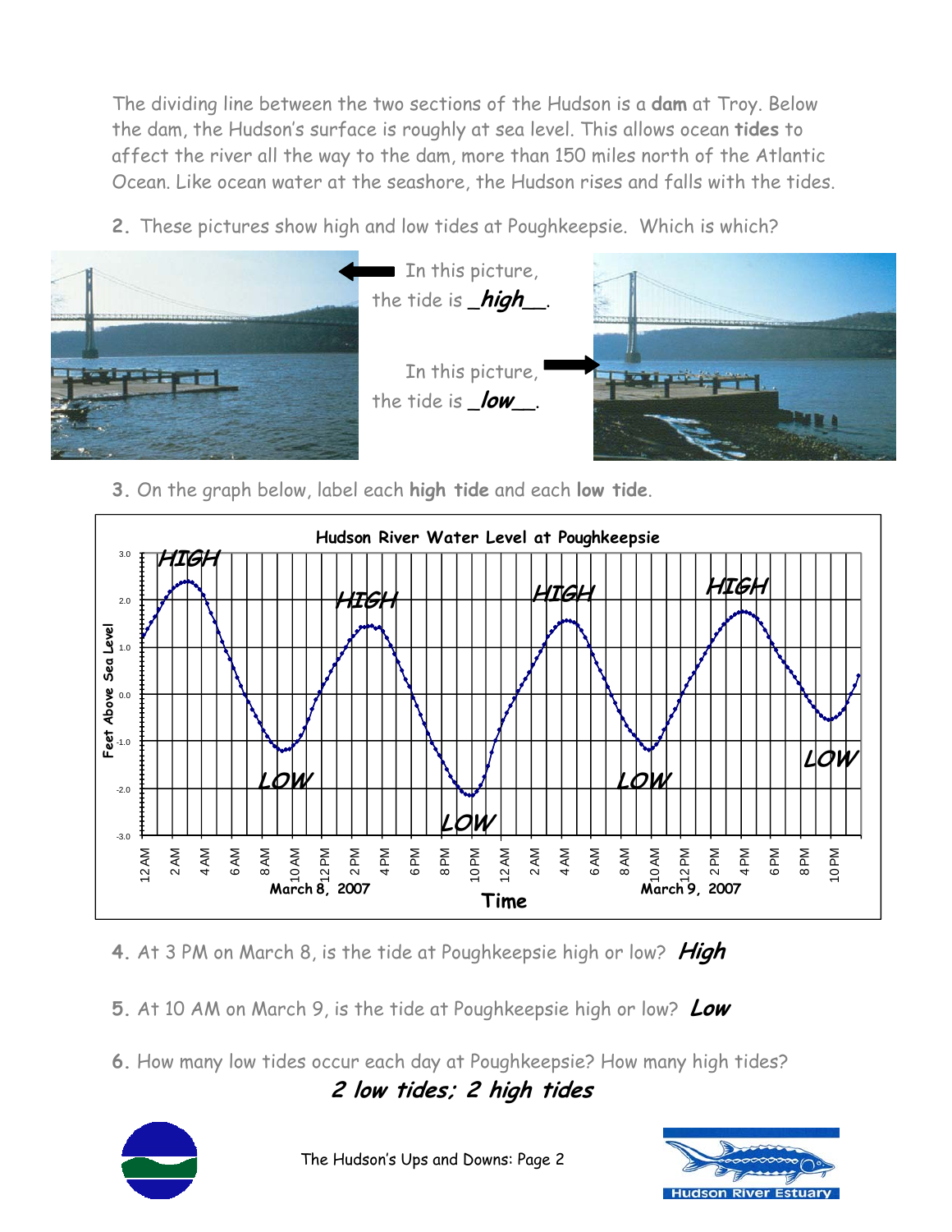The dividing line between the two sections of the Hudson is a **dam** at Troy. Below the dam, the Hudson's surface is roughly at sea level. This allows ocean **tides** to affect the river all the way to the dam, more than 150 miles north of the Atlantic Ocean. Like ocean water at the seashore, the Hudson rises and falls with the tides.

**2.** These pictures show high and low tides at Poughkeepsie. Which is which?

In this picture, the tide is _***high***__.

In this picture, the tide is _***low***__.

**3.** On the graph below, label each **high tide** and each **low tide**.

**Hudson River Water Level at Poughkeepsie**

Feet Above Sea Level: -3.0 to 3.0

Time: 12 AM, 2 AM, 4 AM, 6 AM, 8 AM, 10 AM, 12 PM, 2 PM, 4 PM, 6 PM, 8 PM, 10 PM (March 8, 2007); 12 AM, 2 AM, 4 AM, 6 AM, 8 AM, 10 AM, 12 PM, 2 PM, 4 PM, 6 PM, 8 PM, 10 PM (March 9, 2007)

Labels: HIGH, LOW, HIGH, LOW, HIGH, LOW, HIGH, LOW

**4.** At 3 PM on March 8, is the tide at Poughkeepsie high or low? ***High***

**5.** At 10 AM on March 9, is the tide at Poughkeepsie high or low? ***Low***

**6.** How many low tides occur each day at Poughkeepsie? How many high tides?

***2 low tides; 2 high tides***

The Hudson's Ups and Downs: Page 2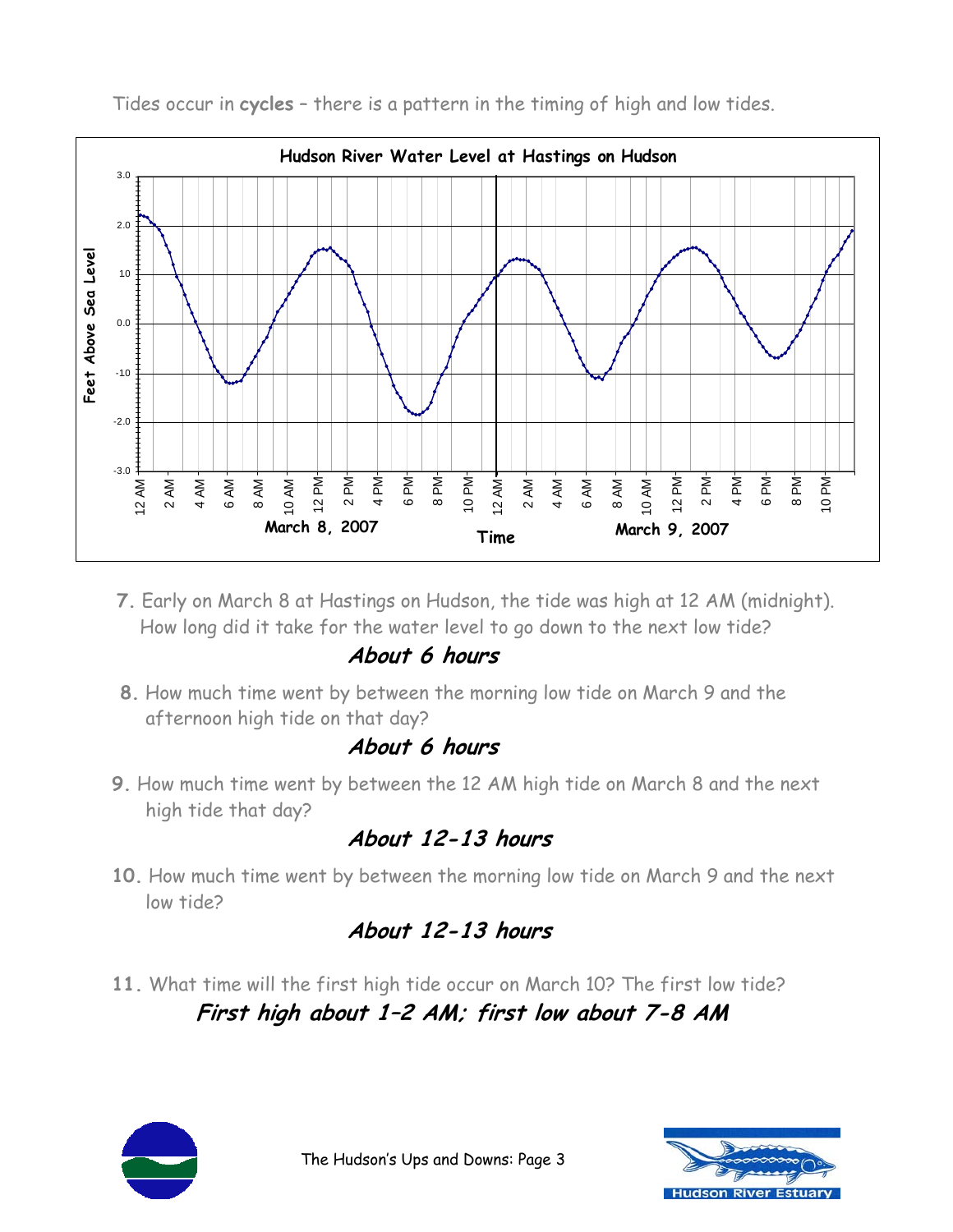Tides occur in **cycles** – there is a pattern in the timing of high and low tides.

**Hudson River Water Level at Hastings on Hudson**

7. Early on March 8 at Hastings on Hudson, the tide was high at 12 AM (midnight). How long did it take for the water level to go down to the next low tide?

***About 6 hours***

8. How much time went by between the morning low tide on March 9 and the afternoon high tide on that day?

***About 6 hours***

9. How much time went by between the 12 AM high tide on March 8 and the next high tide that day?

***About 12-13 hours***

10. How much time went by between the morning low tide on March 9 and the next low tide?

***About 12-13 hours***

11. What time will the first high tide occur on March 10? The first low tide?

***First high about 1–2 AM; first low about 7-8 AM***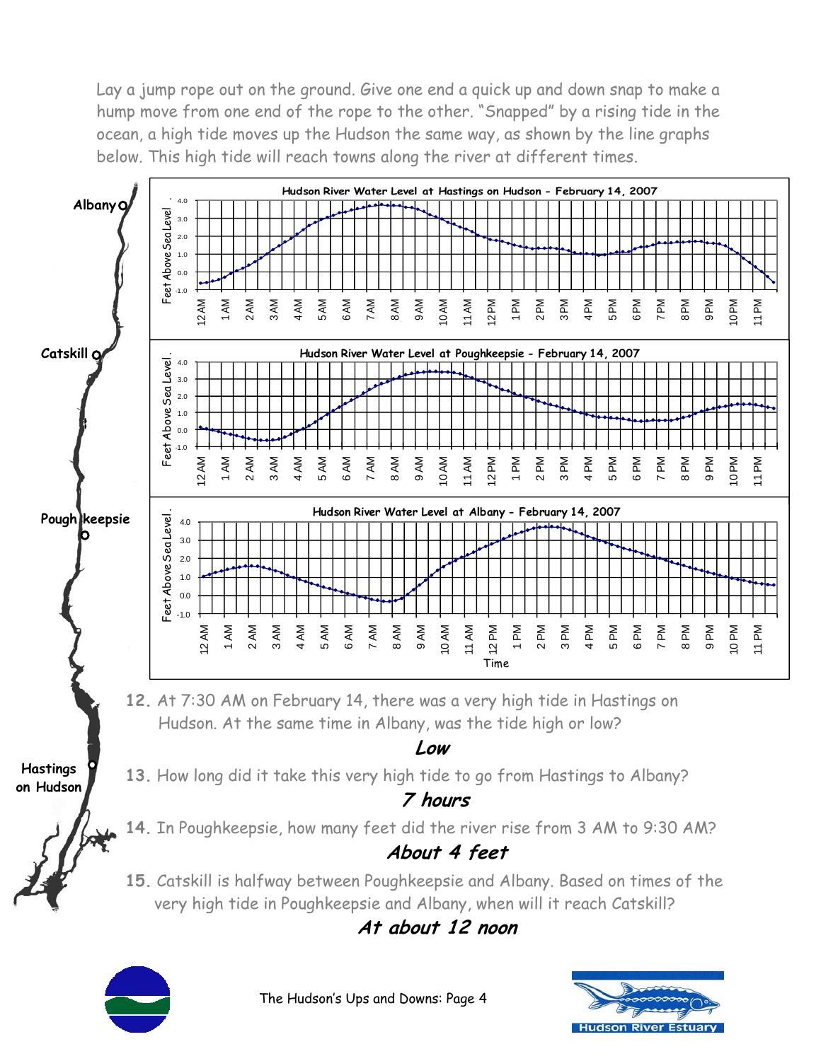Lay a jump rope out on the ground. Give one end a quick up and down snap to make a hump move from one end of the rope to the other. "Snapped" by a rising tide in the ocean, a high tide moves up the Hudson the same way, as shown by the line graphs below. This high tide will reach towns along the river at different times.

**Hudson River Water Level at Hastings on Hudson - February 14, 2007**

**Hudson River Water Level at Poughkeepsie - February 14, 2007**

**Hudson River Water Level at Albany - February 14, 2007**

12. At 7:30 AM on February 14, there was a very high tide in Hastings on Hudson. At the same time in Albany, was the tide high or low?

    ***Low***

13. How long did it take this very high tide to go from Hastings to Albany?

    ***7 hours***

14. In Poughkeepsie, how many feet did the river rise from 3 AM to 9:30 AM?

    ***About 4 feet***

15. Catskill is halfway between Poughkeepsie and Albany. Based on times of the very high tide in Poughkeepsie and Albany, when will it reach Catskill?

    ***At about 12 noon***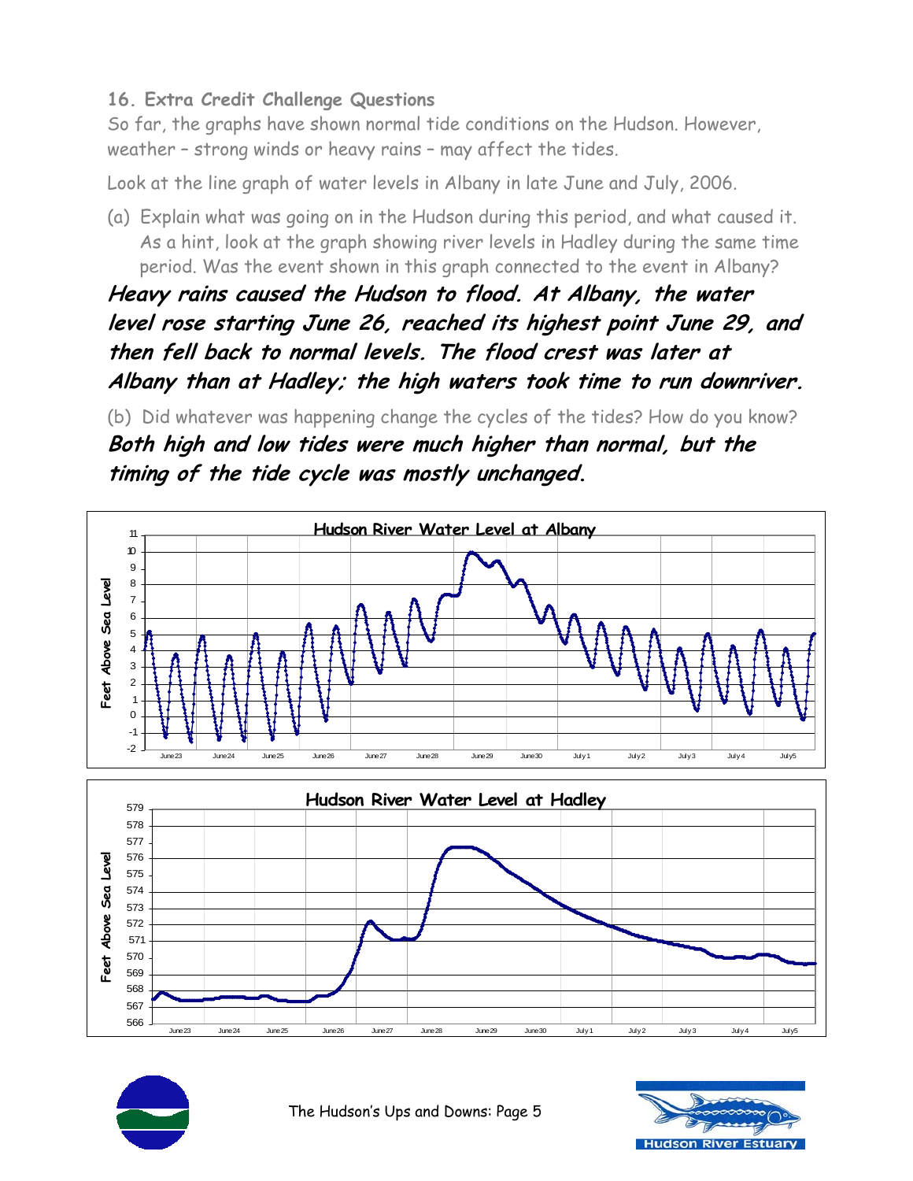### 16. Extra Credit Challenge Questions

So far, the graphs have shown normal tide conditions on the Hudson. However, weather – strong winds or heavy rains – may affect the tides.

Look at the line graph of water levels in Albany in late June and July, 2006.

(a) Explain what was going on in the Hudson during this period, and what caused it. As a hint, look at the graph showing river levels in Hadley during the same time period. Was the event shown in this graph connected to the event in Albany?

***Heavy rains caused the Hudson to flood. At Albany, the water level rose starting June 26, reached its highest point June 29, and then fell back to normal levels. The flood crest was later at Albany than at Hadley; the high waters took time to run downriver.***

(b) Did whatever was happening change the cycles of the tides? How do you know?

***Both high and low tides were much higher than normal, but the timing of the tide cycle was mostly unchanged.***

Hudson River Water Level at Albany

Feet Above Sea Level

11
10
9
8
7
6
5
4
3
2
1
0
-1
-2

June 23, June 24, June 25, June 26, June 27, June 28, June 29, June 30, July 1, July 2, July 3, July 4, July 5

Hudson River Water Level at Hadley

Feet Above Sea Level

579
578
577
576
575
574
573
572
571
570
569
568
567
566

June 23, June 24, June 25, June 26, June 27, June 28, June 29, June 30, July 1, July 2, July 3, July 4, July 5

The Hudson's Ups and Downs: Page 5

Hudson River Estuary